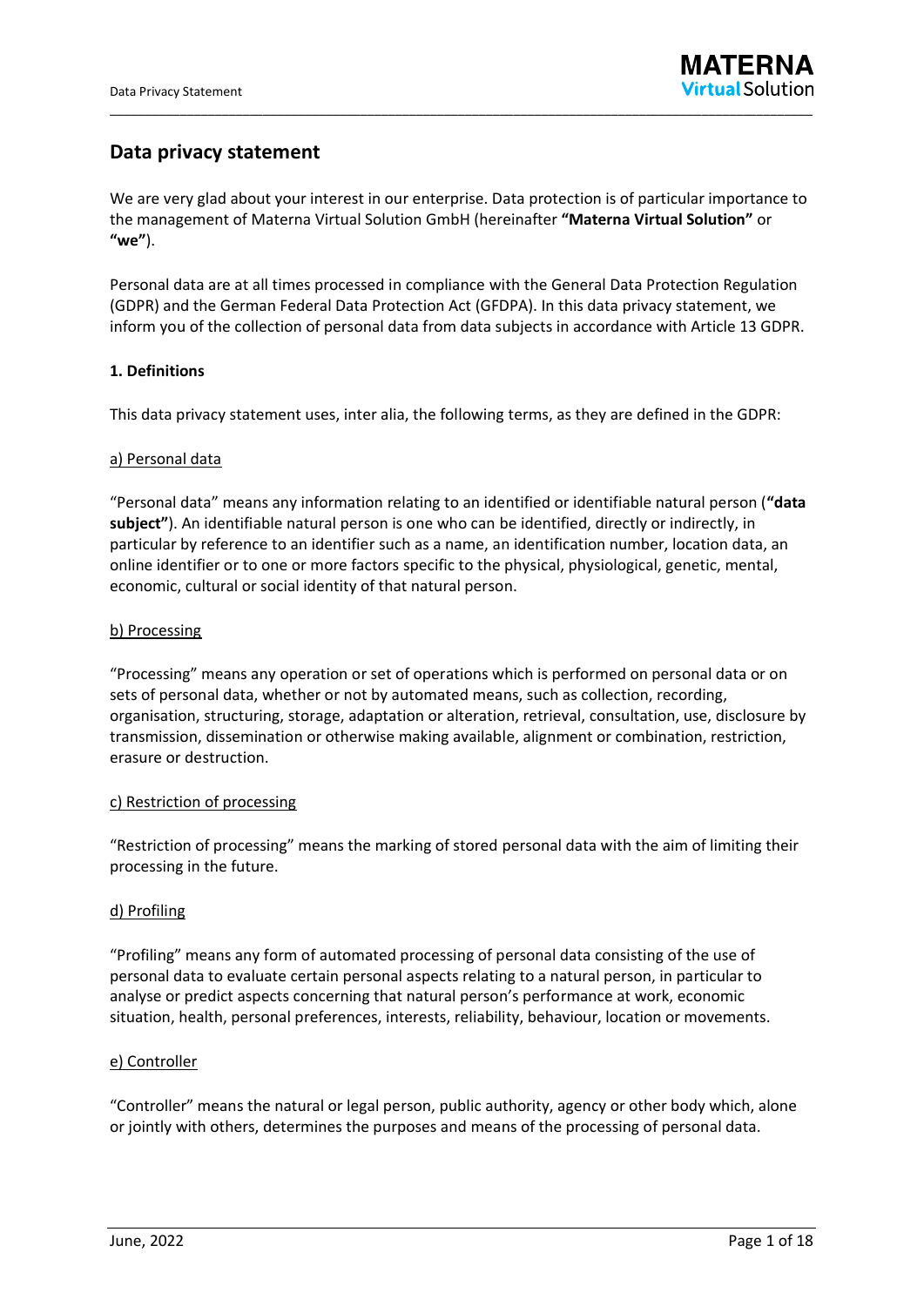# Data privacy statement

We are very glad about your interest in our enterprise. Data protection is of particular importance to the management of Materna Virtual Solution GmbH (hereinafter **"Materna Virtual Solution"** or **"we"**).

Personal data are at all times processed in compliance with the General Data Protection Regulation (GDPR) and the German Federal Data Protection Act (GFDPA). In this data privacy statement, we inform you of the collection of personal data from data subjects in accordance with Article 13 GDPR.

**1. Definitions**

This data privacy statement uses, inter alia, the following terms, as they are defined in the GDPR:

<u>a) Personal data</u>

"Personal data" means any information relating to an identified or identifiable natural person (**"data subject"**). An identifiable natural person is one who can be identified, directly or indirectly, in particular by reference to an identifier such as a name, an identification number, location data, an online identifier or to one or more factors specific to the physical, physiological, genetic, mental, economic, cultural or social identity of that natural person.

<u>b) Processing</u>

"Processing" means any operation or set of operations which is performed on personal data or on sets of personal data, whether or not by automated means, such as collection, recording, organisation, structuring, storage, adaptation or alteration, retrieval, consultation, use, disclosure by transmission, dissemination or otherwise making available, alignment or combination, restriction, erasure or destruction.

<u>c) Restriction of processing</u>

"Restriction of processing" means the marking of stored personal data with the aim of limiting their processing in the future.

<u>d) Profiling</u>

"Profiling" means any form of automated processing of personal data consisting of the use of personal data to evaluate certain personal aspects relating to a natural person, in particular to analyse or predict aspects concerning that natural person's performance at work, economic situation, health, personal preferences, interests, reliability, behaviour, location or movements.

<u>e) Controller</u>

"Controller" means the natural or legal person, public authority, agency or other body which, alone or jointly with others, determines the purposes and means of the processing of personal data.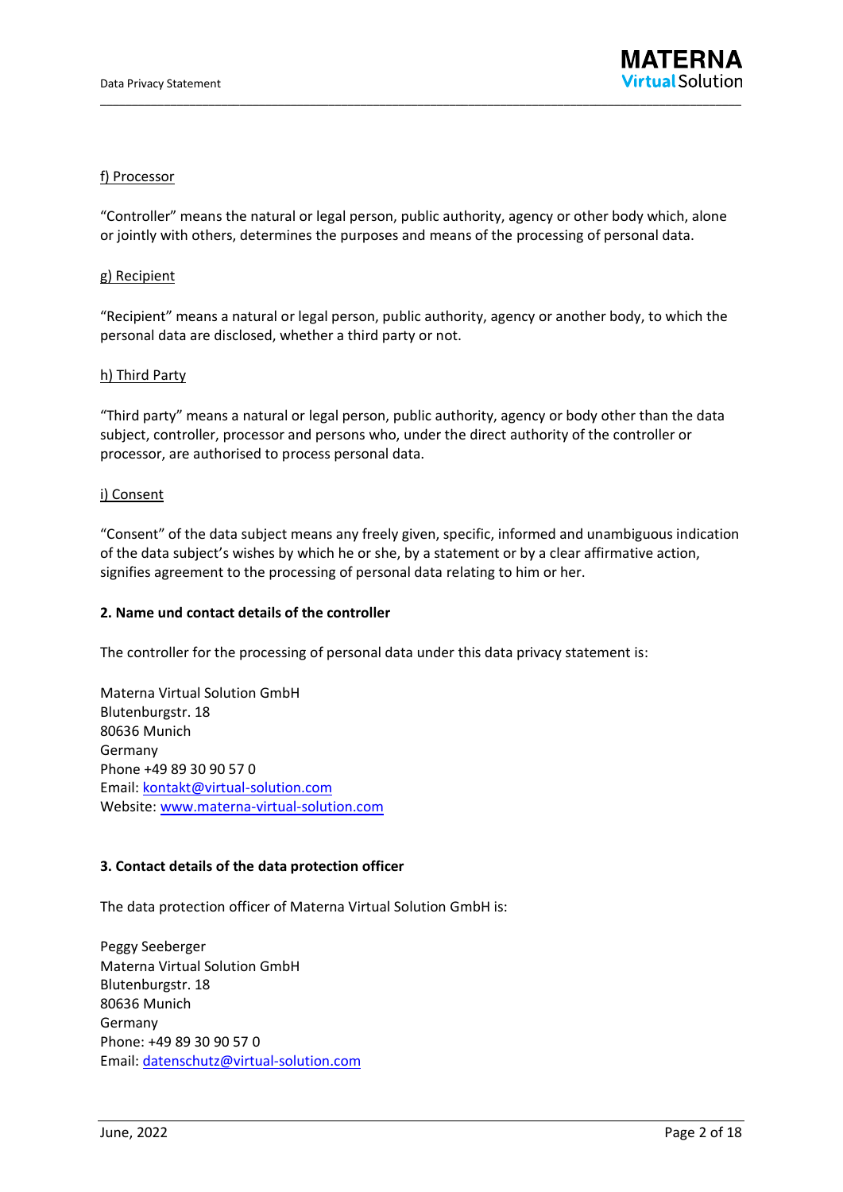f) Processor

"Controller" means the natural or legal person, public authority, agency or other body which, alone or jointly with others, determines the purposes and means of the processing of personal data.

g) Recipient

"Recipient" means a natural or legal person, public authority, agency or another body, to which the personal data are disclosed, whether a third party or not.

h) Third Party

"Third party" means a natural or legal person, public authority, agency or body other than the data subject, controller, processor and persons who, under the direct authority of the controller or processor, are authorised to process personal data.

i) Consent

"Consent" of the data subject means any freely given, specific, informed and unambiguous indication of the data subject's wishes by which he or she, by a statement or by a clear affirmative action, signifies agreement to the processing of personal data relating to him or her.

## 2. Name und contact details of the controller

The controller for the processing of personal data under this data privacy statement is:

Materna Virtual Solution GmbH
Blutenburgstr. 18
80636 Munich
Germany
Phone +49 89 30 90 57 0
Email: kontakt@virtual-solution.com
Website: www.materna-virtual-solution.com

## 3. Contact details of the data protection officer

The data protection officer of Materna Virtual Solution GmbH is:

Peggy Seeberger
Materna Virtual Solution GmbH
Blutenburgstr. 18
80636 Munich
Germany
Phone: +49 89 30 90 57 0
Email: datenschutz@virtual-solution.com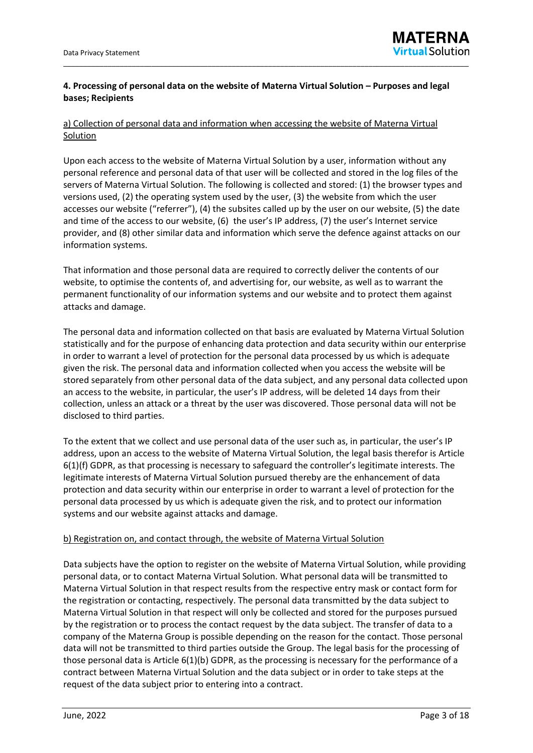#### 4. Processing of personal data on the website of Materna Virtual Solution – Purposes and legal bases; Recipients

a) Collection of personal data and information when accessing the website of Materna Virtual Solution

Upon each access to the website of Materna Virtual Solution by a user, information without any personal reference and personal data of that user will be collected and stored in the log files of the servers of Materna Virtual Solution. The following is collected and stored: (1) the browser types and versions used, (2) the operating system used by the user, (3) the website from which the user accesses our website ("referrer"), (4) the subsites called up by the user on our website, (5) the date and time of the access to our website, (6) the user's IP address, (7) the user's Internet service provider, and (8) other similar data and information which serve the defence against attacks on our information systems.

That information and those personal data are required to correctly deliver the contents of our website, to optimise the contents of, and advertising for, our website, as well as to warrant the permanent functionality of our information systems and our website and to protect them against attacks and damage.

The personal data and information collected on that basis are evaluated by Materna Virtual Solution statistically and for the purpose of enhancing data protection and data security within our enterprise in order to warrant a level of protection for the personal data processed by us which is adequate given the risk. The personal data and information collected when you access the website will be stored separately from other personal data of the data subject, and any personal data collected upon an access to the website, in particular, the user's IP address, will be deleted 14 days from their collection, unless an attack or a threat by the user was discovered. Those personal data will not be disclosed to third parties.

To the extent that we collect and use personal data of the user such as, in particular, the user's IP address, upon an access to the website of Materna Virtual Solution, the legal basis therefor is Article 6(1)(f) GDPR, as that processing is necessary to safeguard the controller's legitimate interests. The legitimate interests of Materna Virtual Solution pursued thereby are the enhancement of data protection and data security within our enterprise in order to warrant a level of protection for the personal data processed by us which is adequate given the risk, and to protect our information systems and our website against attacks and damage.

b) Registration on, and contact through, the website of Materna Virtual Solution

Data subjects have the option to register on the website of Materna Virtual Solution, while providing personal data, or to contact Materna Virtual Solution. What personal data will be transmitted to Materna Virtual Solution in that respect results from the respective entry mask or contact form for the registration or contacting, respectively. The personal data transmitted by the data subject to Materna Virtual Solution in that respect will only be collected and stored for the purposes pursued by the registration or to process the contact request by the data subject. The transfer of data to a company of the Materna Group is possible depending on the reason for the contact. Those personal data will not be transmitted to third parties outside the Group. The legal basis for the processing of those personal data is Article 6(1)(b) GDPR, as the processing is necessary for the performance of a contract between Materna Virtual Solution and the data subject or in order to take steps at the request of the data subject prior to entering into a contract.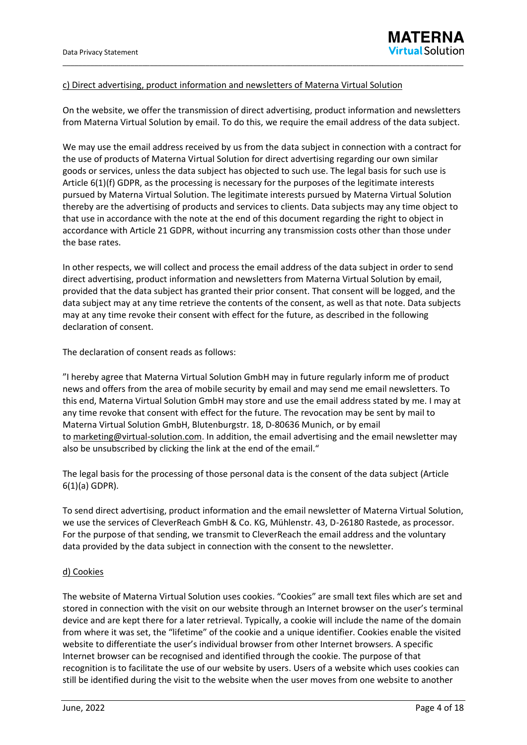### c) Direct advertising, product information and newsletters of Materna Virtual Solution

On the website, we offer the transmission of direct advertising, product information and newsletters from Materna Virtual Solution by email. To do this, we require the email address of the data subject.

We may use the email address received by us from the data subject in connection with a contract for the use of products of Materna Virtual Solution for direct advertising regarding our own similar goods or services, unless the data subject has objected to such use. The legal basis for such use is Article 6(1)(f) GDPR, as the processing is necessary for the purposes of the legitimate interests pursued by Materna Virtual Solution. The legitimate interests pursued by Materna Virtual Solution thereby are the advertising of products and services to clients. Data subjects may any time object to that use in accordance with the note at the end of this document regarding the right to object in accordance with Article 21 GDPR, without incurring any transmission costs other than those under the base rates.

In other respects, we will collect and process the email address of the data subject in order to send direct advertising, product information and newsletters from Materna Virtual Solution by email, provided that the data subject has granted their prior consent. That consent will be logged, and the data subject may at any time retrieve the contents of the consent, as well as that note. Data subjects may at any time revoke their consent with effect for the future, as described in the following declaration of consent.

The declaration of consent reads as follows:

"I hereby agree that Materna Virtual Solution GmbH may in future regularly inform me of product news and offers from the area of mobile security by email and may send me email newsletters. To this end, Materna Virtual Solution GmbH may store and use the email address stated by me. I may at any time revoke that consent with effect for the future. The revocation may be sent by mail to Materna Virtual Solution GmbH, Blutenburgstr. 18, D-80636 Munich, or by email to marketing@virtual-solution.com. In addition, the email advertising and the email newsletter may also be unsubscribed by clicking the link at the end of the email."

The legal basis for the processing of those personal data is the consent of the data subject (Article 6(1)(a) GDPR).

To send direct advertising, product information and the email newsletter of Materna Virtual Solution, we use the services of CleverReach GmbH & Co. KG, Mühlenstr. 43, D-26180 Rastede, as processor. For the purpose of that sending, we transmit to CleverReach the email address and the voluntary data provided by the data subject in connection with the consent to the newsletter.

### d) Cookies

The website of Materna Virtual Solution uses cookies. "Cookies" are small text files which are set and stored in connection with the visit on our website through an Internet browser on the user's terminal device and are kept there for a later retrieval. Typically, a cookie will include the name of the domain from where it was set, the "lifetime" of the cookie and a unique identifier. Cookies enable the visited website to differentiate the user's individual browser from other Internet browsers. A specific Internet browser can be recognised and identified through the cookie. The purpose of that recognition is to facilitate the use of our website by users. Users of a website which uses cookies can still be identified during the visit to the website when the user moves from one website to another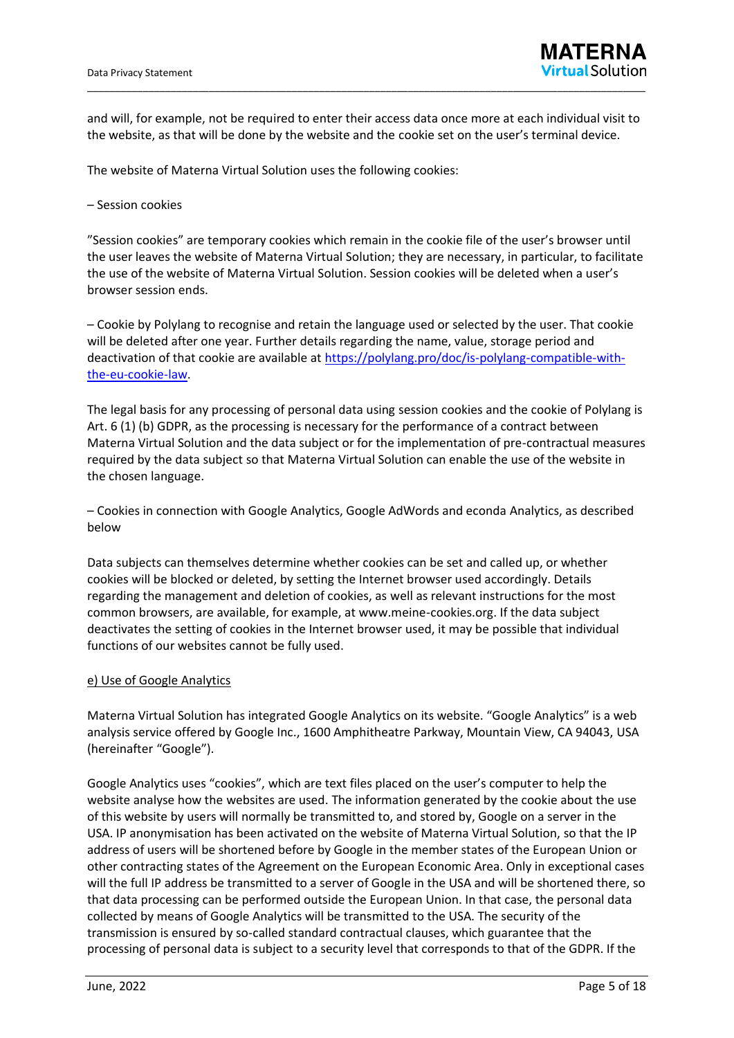and will, for example, not be required to enter their access data once more at each individual visit to the website, as that will be done by the website and the cookie set on the user's terminal device.

The website of Materna Virtual Solution uses the following cookies:

– Session cookies

"Session cookies" are temporary cookies which remain in the cookie file of the user's browser until the user leaves the website of Materna Virtual Solution; they are necessary, in particular, to facilitate the use of the website of Materna Virtual Solution. Session cookies will be deleted when a user's browser session ends.

– Cookie by Polylang to recognise and retain the language used or selected by the user. That cookie will be deleted after one year. Further details regarding the name, value, storage period and deactivation of that cookie are available at [https://polylang.pro/doc/is-polylang-compatible-with-the-eu-cookie-law](https://polylang.pro/doc/is-polylang-compatible-with-the-eu-cookie-law).

The legal basis for any processing of personal data using session cookies and the cookie of Polylang is Art. 6 (1) (b) GDPR, as the processing is necessary for the performance of a contract between Materna Virtual Solution and the data subject or for the implementation of pre-contractual measures required by the data subject so that Materna Virtual Solution can enable the use of the website in the chosen language.

– Cookies in connection with Google Analytics, Google AdWords and econda Analytics, as described below

Data subjects can themselves determine whether cookies can be set and called up, or whether cookies will be blocked or deleted, by setting the Internet browser used accordingly. Details regarding the management and deletion of cookies, as well as relevant instructions for the most common browsers, are available, for example, at www.meine-cookies.org. If the data subject deactivates the setting of cookies in the Internet browser used, it may be possible that individual functions of our websites cannot be fully used.

<u>e) Use of Google Analytics</u>

Materna Virtual Solution has integrated Google Analytics on its website. "Google Analytics" is a web analysis service offered by Google Inc., 1600 Amphitheatre Parkway, Mountain View, CA 94043, USA (hereinafter "Google").

Google Analytics uses "cookies", which are text files placed on the user's computer to help the website analyse how the websites are used. The information generated by the cookie about the use of this website by users will normally be transmitted to, and stored by, Google on a server in the USA. IP anonymisation has been activated on the website of Materna Virtual Solution, so that the IP address of users will be shortened before by Google in the member states of the European Union or other contracting states of the Agreement on the European Economic Area. Only in exceptional cases will the full IP address be transmitted to a server of Google in the USA and will be shortened there, so that data processing can be performed outside the European Union. In that case, the personal data collected by means of Google Analytics will be transmitted to the USA. The security of the transmission is ensured by so-called standard contractual clauses, which guarantee that the processing of personal data is subject to a security level that corresponds to that of the GDPR. If the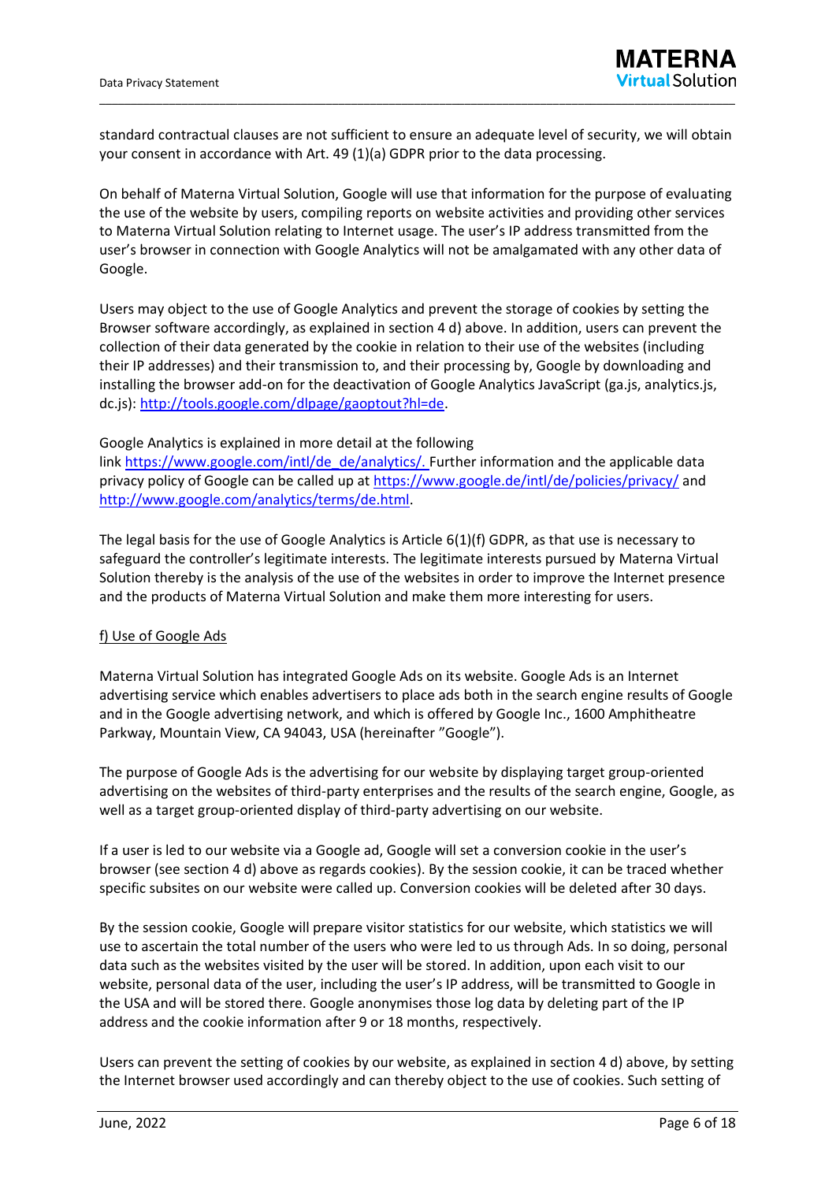standard contractual clauses are not sufficient to ensure an adequate level of security, we will obtain your consent in accordance with Art. 49 (1)(a) GDPR prior to the data processing.

On behalf of Materna Virtual Solution, Google will use that information for the purpose of evaluating the use of the website by users, compiling reports on website activities and providing other services to Materna Virtual Solution relating to Internet usage. The user's IP address transmitted from the user's browser in connection with Google Analytics will not be amalgamated with any other data of Google.

Users may object to the use of Google Analytics and prevent the storage of cookies by setting the Browser software accordingly, as explained in section 4 d) above. In addition, users can prevent the collection of their data generated by the cookie in relation to their use of the websites (including their IP addresses) and their transmission to, and their processing by, Google by downloading and installing the browser add-on for the deactivation of Google Analytics JavaScript (ga.js, analytics.js, dc.js): [http://tools.google.com/dlpage/gaoptout?hl=de](http://tools.google.com/dlpage/gaoptout?hl=de).

Google Analytics is explained in more detail at the following link [https://www.google.com/intl/de_de/analytics/.](https://www.google.com/intl/de_de/analytics/) Further information and the applicable data privacy policy of Google can be called up at [https://www.google.de/intl/de/policies/privacy/](https://www.google.de/intl/de/policies/privacy/) and [http://www.google.com/analytics/terms/de.html](http://www.google.com/analytics/terms/de.html).

The legal basis for the use of Google Analytics is Article 6(1)(f) GDPR, as that use is necessary to safeguard the controller's legitimate interests. The legitimate interests pursued by Materna Virtual Solution thereby is the analysis of the use of the websites in order to improve the Internet presence and the products of Materna Virtual Solution and make them more interesting for users.

f) Use of Google Ads

Materna Virtual Solution has integrated Google Ads on its website. Google Ads is an Internet advertising service which enables advertisers to place ads both in the search engine results of Google and in the Google advertising network, and which is offered by Google Inc., 1600 Amphitheatre Parkway, Mountain View, CA 94043, USA (hereinafter "Google").

The purpose of Google Ads is the advertising for our website by displaying target group-oriented advertising on the websites of third-party enterprises and the results of the search engine, Google, as well as a target group-oriented display of third-party advertising on our website.

If a user is led to our website via a Google ad, Google will set a conversion cookie in the user's browser (see section 4 d) above as regards cookies). By the session cookie, it can be traced whether specific subsites on our website were called up. Conversion cookies will be deleted after 30 days.

By the session cookie, Google will prepare visitor statistics for our website, which statistics we will use to ascertain the total number of the users who were led to us through Ads. In so doing, personal data such as the websites visited by the user will be stored. In addition, upon each visit to our website, personal data of the user, including the user's IP address, will be transmitted to Google in the USA and will be stored there. Google anonymises those log data by deleting part of the IP address and the cookie information after 9 or 18 months, respectively.

Users can prevent the setting of cookies by our website, as explained in section 4 d) above, by setting the Internet browser used accordingly and can thereby object to the use of cookies. Such setting of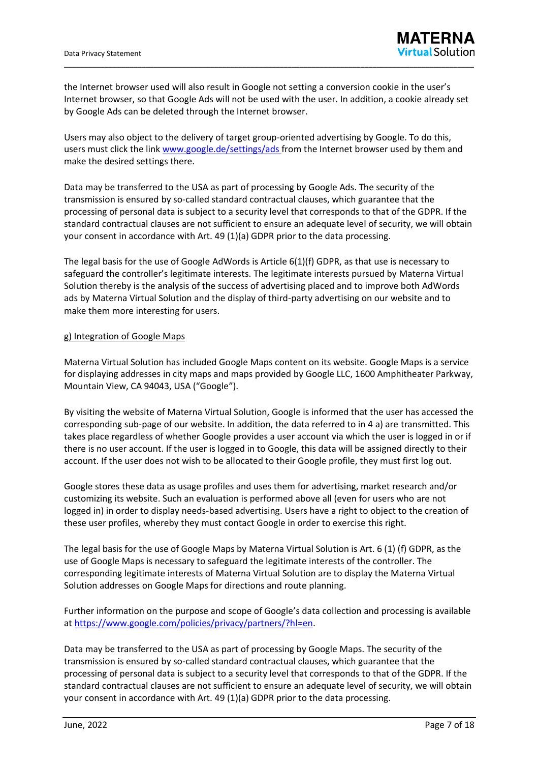the Internet browser used will also result in Google not setting a conversion cookie in the user's Internet browser, so that Google Ads will not be used with the user. In addition, a cookie already set by Google Ads can be deleted through the Internet browser.

Users may also object to the delivery of target group-oriented advertising by Google. To do this, users must click the link [www.google.de/settings/ads](www.google.de/settings/ads) from the Internet browser used by them and make the desired settings there.

Data may be transferred to the USA as part of processing by Google Ads. The security of the transmission is ensured by so-called standard contractual clauses, which guarantee that the processing of personal data is subject to a security level that corresponds to that of the GDPR. If the standard contractual clauses are not sufficient to ensure an adequate level of security, we will obtain your consent in accordance with Art. 49 (1)(a) GDPR prior to the data processing.

The legal basis for the use of Google AdWords is Article 6(1)(f) GDPR, as that use is necessary to safeguard the controller's legitimate interests. The legitimate interests pursued by Materna Virtual Solution thereby is the analysis of the success of advertising placed and to improve both AdWords ads by Materna Virtual Solution and the display of third-party advertising on our website and to make them more interesting for users.

g) Integration of Google Maps

Materna Virtual Solution has included Google Maps content on its website. Google Maps is a service for displaying addresses in city maps and maps provided by Google LLC, 1600 Amphitheater Parkway, Mountain View, CA 94043, USA ("Google").

By visiting the website of Materna Virtual Solution, Google is informed that the user has accessed the corresponding sub-page of our website. In addition, the data referred to in 4 a) are transmitted. This takes place regardless of whether Google provides a user account via which the user is logged in or if there is no user account. If the user is logged in to Google, this data will be assigned directly to their account. If the user does not wish to be allocated to their Google profile, they must first log out.

Google stores these data as usage profiles and uses them for advertising, market research and/or customizing its website. Such an evaluation is performed above all (even for users who are not logged in) in order to display needs-based advertising. Users have a right to object to the creation of these user profiles, whereby they must contact Google in order to exercise this right.

The legal basis for the use of Google Maps by Materna Virtual Solution is Art. 6 (1) (f) GDPR, as the use of Google Maps is necessary to safeguard the legitimate interests of the controller. The corresponding legitimate interests of Materna Virtual Solution are to display the Materna Virtual Solution addresses on Google Maps for directions and route planning.

Further information on the purpose and scope of Google's data collection and processing is available at [https://www.google.com/policies/privacy/partners/?hl=en](https://www.google.com/policies/privacy/partners/?hl=en).

Data may be transferred to the USA as part of processing by Google Maps. The security of the transmission is ensured by so-called standard contractual clauses, which guarantee that the processing of personal data is subject to a security level that corresponds to that of the GDPR. If the standard contractual clauses are not sufficient to ensure an adequate level of security, we will obtain your consent in accordance with Art. 49 (1)(a) GDPR prior to the data processing.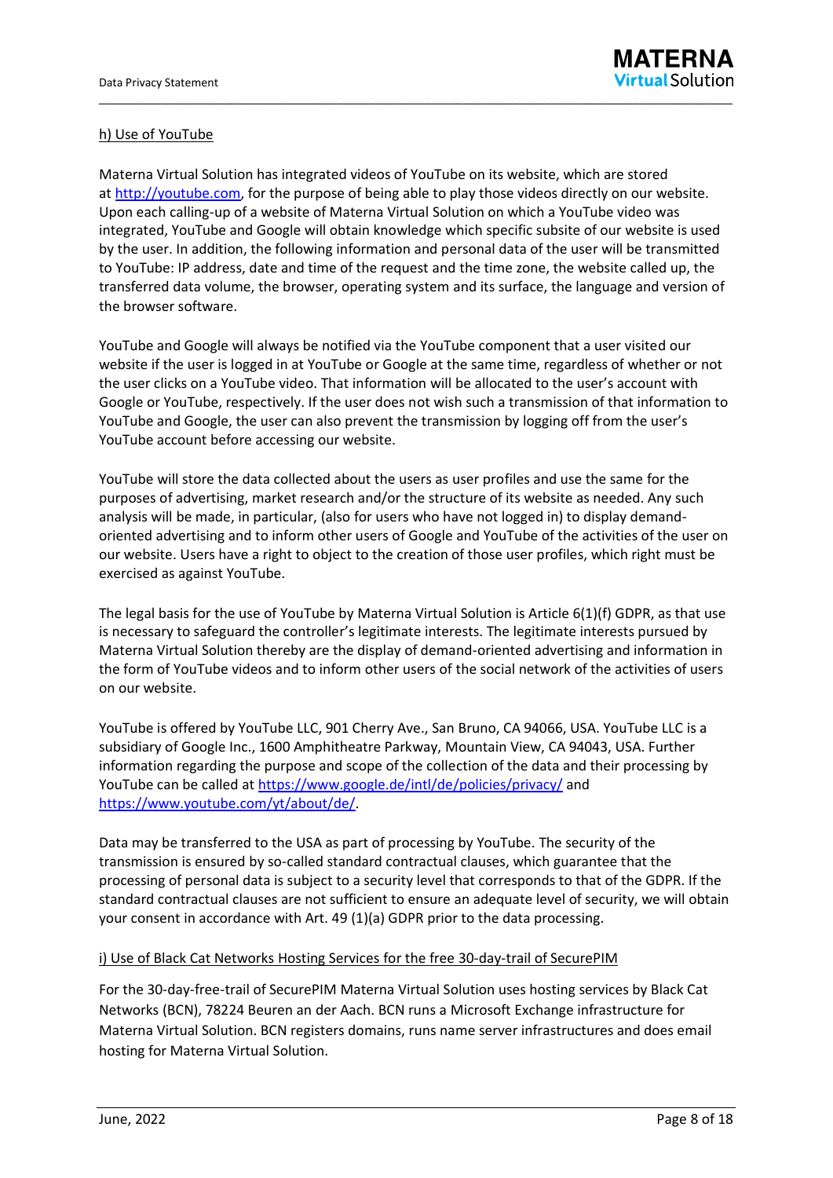h) Use of YouTube

Materna Virtual Solution has integrated videos of YouTube on its website, which are stored at http://youtube.com, for the purpose of being able to play those videos directly on our website. Upon each calling-up of a website of Materna Virtual Solution on which a YouTube video was integrated, YouTube and Google will obtain knowledge which specific subsite of our website is used by the user. In addition, the following information and personal data of the user will be transmitted to YouTube: IP address, date and time of the request and the time zone, the website called up, the transferred data volume, the browser, operating system and its surface, the language and version of the browser software.

YouTube and Google will always be notified via the YouTube component that a user visited our website if the user is logged in at YouTube or Google at the same time, regardless of whether or not the user clicks on a YouTube video. That information will be allocated to the user's account with Google or YouTube, respectively. If the user does not wish such a transmission of that information to YouTube and Google, the user can also prevent the transmission by logging off from the user's YouTube account before accessing our website.

YouTube will store the data collected about the users as user profiles and use the same for the purposes of advertising, market research and/or the structure of its website as needed. Any such analysis will be made, in particular, (also for users who have not logged in) to display demand-oriented advertising and to inform other users of Google and YouTube of the activities of the user on our website. Users have a right to object to the creation of those user profiles, which right must be exercised as against YouTube.

The legal basis for the use of YouTube by Materna Virtual Solution is Article 6(1)(f) GDPR, as that use is necessary to safeguard the controller's legitimate interests. The legitimate interests pursued by Materna Virtual Solution thereby are the display of demand-oriented advertising and information in the form of YouTube videos and to inform other users of the social network of the activities of users on our website.

YouTube is offered by YouTube LLC, 901 Cherry Ave., San Bruno, CA 94066, USA. YouTube LLC is a subsidiary of Google Inc., 1600 Amphitheatre Parkway, Mountain View, CA 94043, USA. Further information regarding the purpose and scope of the collection of the data and their processing by YouTube can be called at https://www.google.de/intl/de/policies/privacy/ and https://www.youtube.com/yt/about/de/.

Data may be transferred to the USA as part of processing by YouTube. The security of the transmission is ensured by so-called standard contractual clauses, which guarantee that the processing of personal data is subject to a security level that corresponds to that of the GDPR. If the standard contractual clauses are not sufficient to ensure an adequate level of security, we will obtain your consent in accordance with Art. 49 (1)(a) GDPR prior to the data processing.

i) Use of Black Cat Networks Hosting Services for the free 30-day-trail of SecurePIM

For the 30-day-free-trail of SecurePIM Materna Virtual Solution uses hosting services by Black Cat Networks (BCN), 78224 Beuren an der Aach. BCN runs a Microsoft Exchange infrastructure for Materna Virtual Solution. BCN registers domains, runs name server infrastructures and does email hosting for Materna Virtual Solution.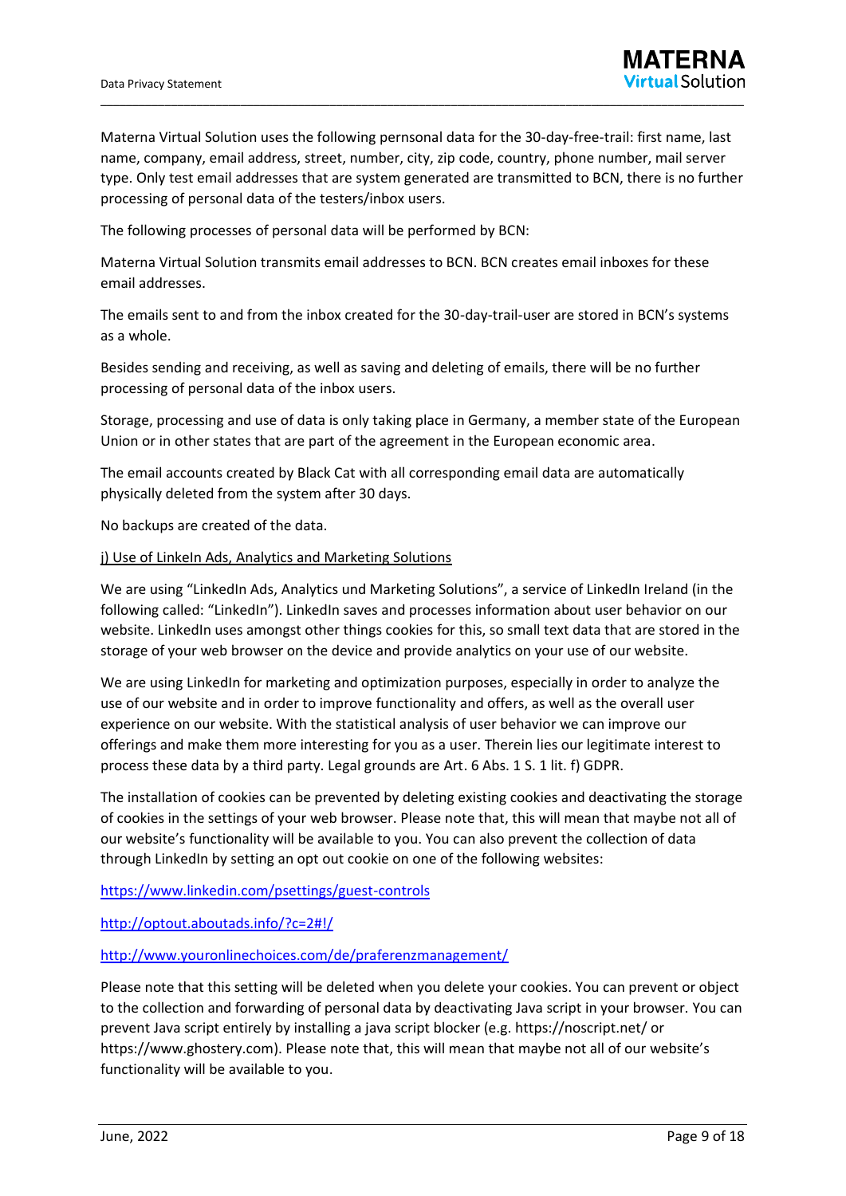Materna Virtual Solution uses the following pernsonal data for the 30-day-free-trail: first name, last name, company, email address, street, number, city, zip code, country, phone number, mail server type. Only test email addresses that are system generated are transmitted to BCN, there is no further processing of personal data of the testers/inbox users.

The following processes of personal data will be performed by BCN:

Materna Virtual Solution transmits email addresses to BCN. BCN creates email inboxes for these email addresses.

The emails sent to and from the inbox created for the 30-day-trail-user are stored in BCN's systems as a whole.

Besides sending and receiving, as well as saving and deleting of emails, there will be no further processing of personal data of the inbox users.

Storage, processing and use of data is only taking place in Germany, a member state of the European Union or in other states that are part of the agreement in the European economic area.

The email accounts created by Black Cat with all corresponding email data are automatically physically deleted from the system after 30 days.

No backups are created of the data.

j) Use of LinkeIn Ads, Analytics and Marketing Solutions

We are using "LinkedIn Ads, Analytics und Marketing Solutions", a service of LinkedIn Ireland (in the following called: "LinkedIn"). LinkedIn saves and processes information about user behavior on our website. LinkedIn uses amongst other things cookies for this, so small text data that are stored in the storage of your web browser on the device and provide analytics on your use of our website.

We are using LinkedIn for marketing and optimization purposes, especially in order to analyze the use of our website and in order to improve functionality and offers, as well as the overall user experience on our website. With the statistical analysis of user behavior we can improve our offerings and make them more interesting for you as a user. Therein lies our legitimate interest to process these data by a third party. Legal grounds are Art. 6 Abs. 1 S. 1 lit. f) GDPR.

The installation of cookies can be prevented by deleting existing cookies and deactivating the storage of cookies in the settings of your web browser. Please note that, this will mean that maybe not all of our website's functionality will be available to you. You can also prevent the collection of data through LinkedIn by setting an opt out cookie on one of the following websites:

https://www.linkedin.com/psettings/guest-controls

http://optout.aboutads.info/?c=2#!/

http://www.youronlinechoices.com/de/praferenzmanagement/

Please note that this setting will be deleted when you delete your cookies. You can prevent or object to the collection and forwarding of personal data by deactivating Java script in your browser. You can prevent Java script entirely by installing a java script blocker (e.g. https://noscript.net/ or https://www.ghostery.com). Please note that, this will mean that maybe not all of our website's functionality will be available to you.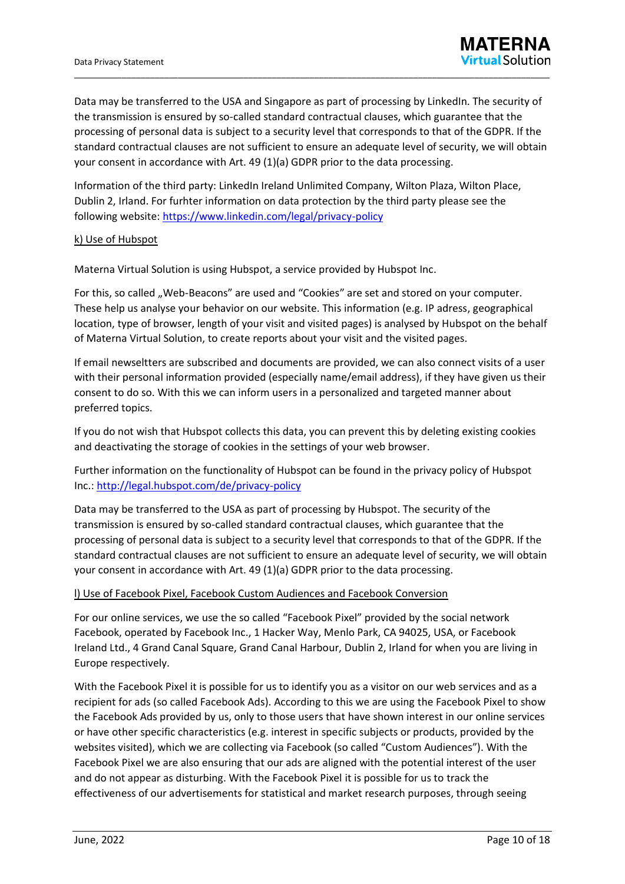Data may be transferred to the USA and Singapore as part of processing by LinkedIn. The security of the transmission is ensured by so-called standard contractual clauses, which guarantee that the processing of personal data is subject to a security level that corresponds to that of the GDPR. If the standard contractual clauses are not sufficient to ensure an adequate level of security, we will obtain your consent in accordance with Art. 49 (1)(a) GDPR prior to the data processing.

Information of the third party: LinkedIn Ireland Unlimited Company, Wilton Plaza, Wilton Place, Dublin 2, Irland. For furhter information on data protection by the third party please see the following website: https://www.linkedin.com/legal/privacy-policy

k) Use of Hubspot

Materna Virtual Solution is using Hubspot, a service provided by Hubspot Inc.

For this, so called „Web-Beacons" are used and "Cookies" are set and stored on your computer. These help us analyse your behavior on our website. This information (e.g. IP adress, geographical location, type of browser, length of your visit and visited pages) is analysed by Hubspot on the behalf of Materna Virtual Solution, to create reports about your visit and the visited pages.

If email newseltters are subscribed and documents are provided, we can also connect visits of a user with their personal information provided (especially name/email address), if they have given us their consent to do so. With this we can inform users in a personalized and targeted manner about preferred topics.

If you do not wish that Hubspot collects this data, you can prevent this by deleting existing cookies and deactivating the storage of cookies in the settings of your web browser.

Further information on the functionality of Hubspot can be found in the privacy policy of Hubspot Inc.: http://legal.hubspot.com/de/privacy-policy

Data may be transferred to the USA as part of processing by Hubspot. The security of the transmission is ensured by so-called standard contractual clauses, which guarantee that the processing of personal data is subject to a security level that corresponds to that of the GDPR. If the standard contractual clauses are not sufficient to ensure an adequate level of security, we will obtain your consent in accordance with Art. 49 (1)(a) GDPR prior to the data processing.

l) Use of Facebook Pixel, Facebook Custom Audiences and Facebook Conversion

For our online services, we use the so called "Facebook Pixel" provided by the social network Facebook, operated by Facebook Inc., 1 Hacker Way, Menlo Park, CA 94025, USA, or Facebook Ireland Ltd., 4 Grand Canal Square, Grand Canal Harbour, Dublin 2, Irland for when you are living in Europe respectively.

With the Facebook Pixel it is possible for us to identify you as a visitor on our web services and as a recipient for ads (so called Facebook Ads). According to this we are using the Facebook Pixel to show the Facebook Ads provided by us, only to those users that have shown interest in our online services or have other specific characteristics (e.g. interest in specific subjects or products, provided by the websites visited), which we are collecting via Facebook (so called "Custom Audiences"). With the Facebook Pixel we are also ensuring that our ads are aligned with the potential interest of the user and do not appear as disturbing. With the Facebook Pixel it is possible for us to track the effectiveness of our advertisements for statistical and market research purposes, through seeing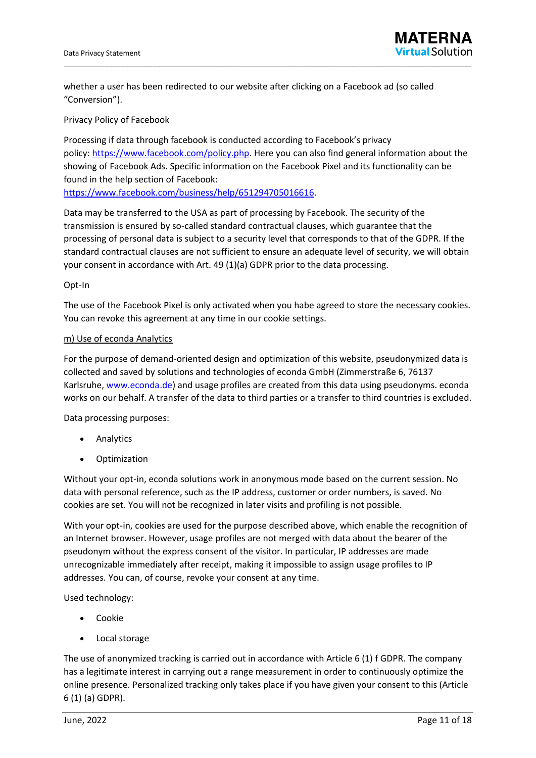whether a user has been redirected to our website after clicking on a Facebook ad (so called "Conversion").

Privacy Policy of Facebook

Processing if data through facebook is conducted according to Facebook's privacy policy: https://www.facebook.com/policy.php. Here you can also find general information about the showing of Facebook Ads. Specific information on the Facebook Pixel and its functionality can be found in the help section of Facebook: https://www.facebook.com/business/help/651294705016616.

Data may be transferred to the USA as part of processing by Facebook. The security of the transmission is ensured by so-called standard contractual clauses, which guarantee that the processing of personal data is subject to a security level that corresponds to that of the GDPR. If the standard contractual clauses are not sufficient to ensure an adequate level of security, we will obtain your consent in accordance with Art. 49 (1)(a) GDPR prior to the data processing.

Opt-In

The use of the Facebook Pixel is only activated when you habe agreed to store the necessary cookies. You can revoke this agreement at any time in our cookie settings.

m) Use of econda Analytics

For the purpose of demand-oriented design and optimization of this website, pseudonymized data is collected and saved by solutions and technologies of econda GmbH (Zimmerstraße 6, 76137 Karlsruhe, www.econda.de) and usage profiles are created from this data using pseudonyms. econda works on our behalf. A transfer of the data to third parties or a transfer to third countries is excluded.

Data processing purposes:

- Analytics
- Optimization

Without your opt-in, econda solutions work in anonymous mode based on the current session. No data with personal reference, such as the IP address, customer or order numbers, is saved. No cookies are set. You will not be recognized in later visits and profiling is not possible.

With your opt-in, cookies are used for the purpose described above, which enable the recognition of an Internet browser. However, usage profiles are not merged with data about the bearer of the pseudonym without the express consent of the visitor. In particular, IP addresses are made unrecognizable immediately after receipt, making it impossible to assign usage profiles to IP addresses. You can, of course, revoke your consent at any time.

Used technology:

- Cookie
- Local storage

The use of anonymized tracking is carried out in accordance with Article 6 (1) f GDPR. The company has a legitimate interest in carrying out a range measurement in order to continuously optimize the online presence. Personalized tracking only takes place if you have given your consent to this (Article 6 (1) (a) GDPR).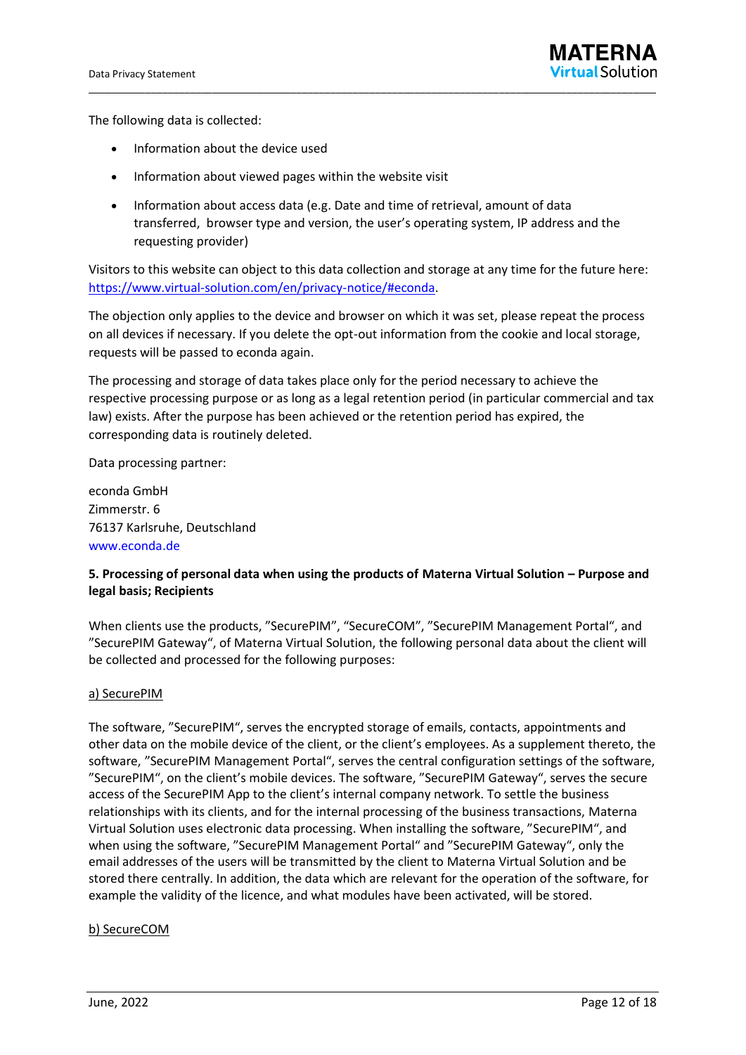The following data is collected:

- Information about the device used
- Information about viewed pages within the website visit
- Information about access data (e.g. Date and time of retrieval, amount of data transferred, browser type and version, the user's operating system, IP address and the requesting provider)

Visitors to this website can object to this data collection and storage at any time for the future here: https://www.virtual-solution.com/en/privacy-notice/#econda.

The objection only applies to the device and browser on which it was set, please repeat the process on all devices if necessary. If you delete the opt-out information from the cookie and local storage, requests will be passed to econda again.

The processing and storage of data takes place only for the period necessary to achieve the respective processing purpose or as long as a legal retention period (in particular commercial and tax law) exists. After the purpose has been achieved or the retention period has expired, the corresponding data is routinely deleted.

Data processing partner:

econda GmbH
Zimmerstr. 6
76137 Karlsruhe, Deutschland
www.econda.de

**5. Processing of personal data when using the products of Materna Virtual Solution – Purpose and legal basis; Recipients**

When clients use the products, "SecurePIM", "SecureCOM", "SecurePIM Management Portal", and "SecurePIM Gateway", of Materna Virtual Solution, the following personal data about the client will be collected and processed for the following purposes:

a) SecurePIM

The software, "SecurePIM", serves the encrypted storage of emails, contacts, appointments and other data on the mobile device of the client, or the client's employees. As a supplement thereto, the software, "SecurePIM Management Portal", serves the central configuration settings of the software, "SecurePIM", on the client's mobile devices. The software, "SecurePIM Gateway", serves the secure access of the SecurePIM App to the client's internal company network. To settle the business relationships with its clients, and for the internal processing of the business transactions, Materna Virtual Solution uses electronic data processing. When installing the software, "SecurePIM", and when using the software, "SecurePIM Management Portal" and "SecurePIM Gateway", only the email addresses of the users will be transmitted by the client to Materna Virtual Solution and be stored there centrally. In addition, the data which are relevant for the operation of the software, for example the validity of the licence, and what modules have been activated, will be stored.

b) SecureCOM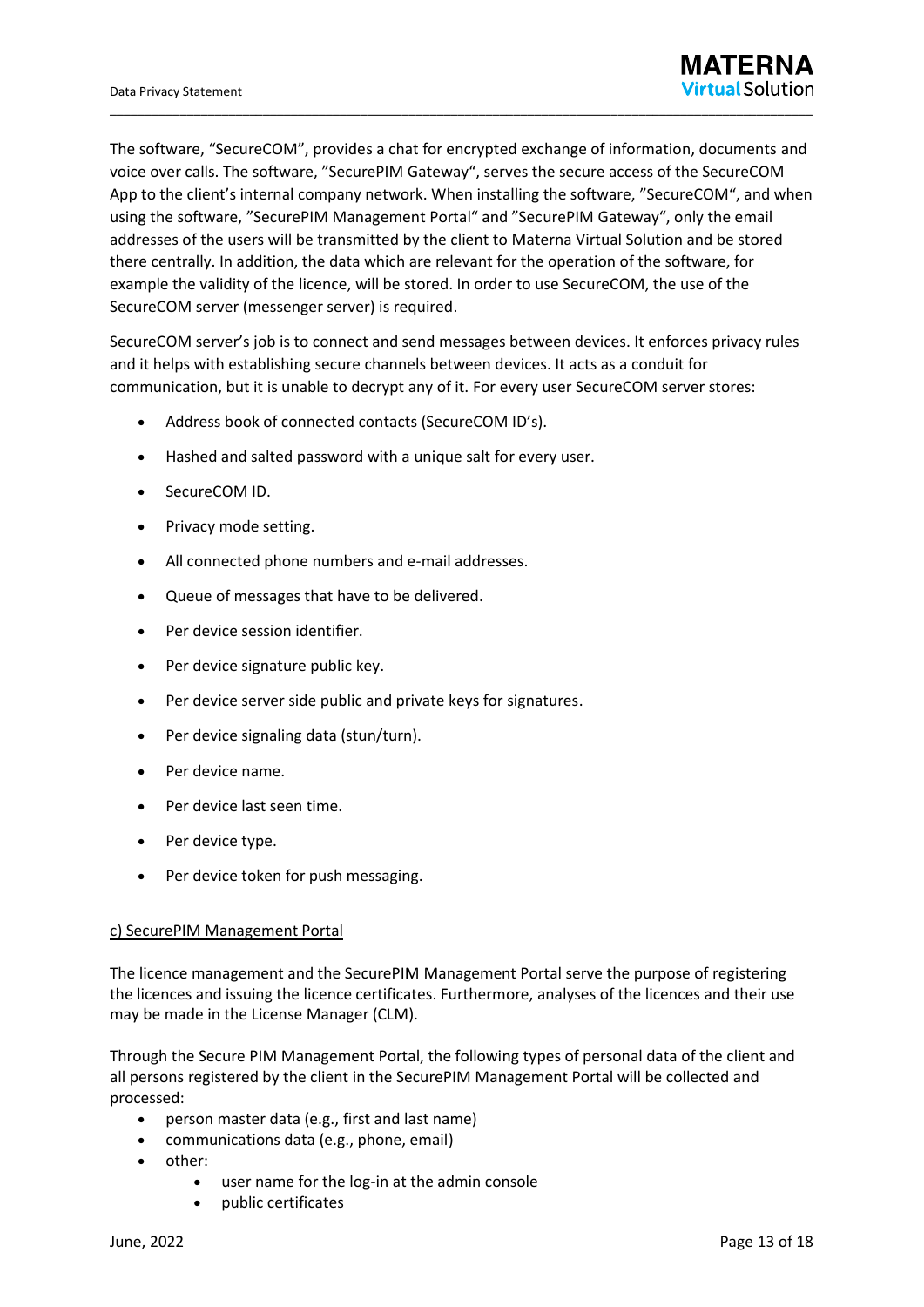The software, "SecureCOM", provides a chat for encrypted exchange of information, documents and voice over calls. The software, "SecurePIM Gateway", serves the secure access of the SecureCOM App to the client's internal company network. When installing the software, "SecureCOM", and when using the software, "SecurePIM Management Portal" and "SecurePIM Gateway", only the email addresses of the users will be transmitted by the client to Materna Virtual Solution and be stored there centrally. In addition, the data which are relevant for the operation of the software, for example the validity of the licence, will be stored. In order to use SecureCOM, the use of the SecureCOM server (messenger server) is required.

SecureCOM server's job is to connect and send messages between devices. It enforces privacy rules and it helps with establishing secure channels between devices. It acts as a conduit for communication, but it is unable to decrypt any of it. For every user SecureCOM server stores:

- Address book of connected contacts (SecureCOM ID's).
- Hashed and salted password with a unique salt for every user.
- SecureCOM ID.
- Privacy mode setting.
- All connected phone numbers and e-mail addresses.
- Queue of messages that have to be delivered.
- Per device session identifier.
- Per device signature public key.
- Per device server side public and private keys for signatures.
- Per device signaling data (stun/turn).
- Per device name.
- Per device last seen time.
- Per device type.
- Per device token for push messaging.

c) SecurePIM Management Portal

The licence management and the SecurePIM Management Portal serve the purpose of registering the licences and issuing the licence certificates. Furthermore, analyses of the licences and their use may be made in the License Manager (CLM).

Through the Secure PIM Management Portal, the following types of personal data of the client and all persons registered by the client in the SecurePIM Management Portal will be collected and processed:

- person master data (e.g., first and last name)
- communications data (e.g., phone, email)
- other:
  - user name for the log-in at the admin console
  - public certificates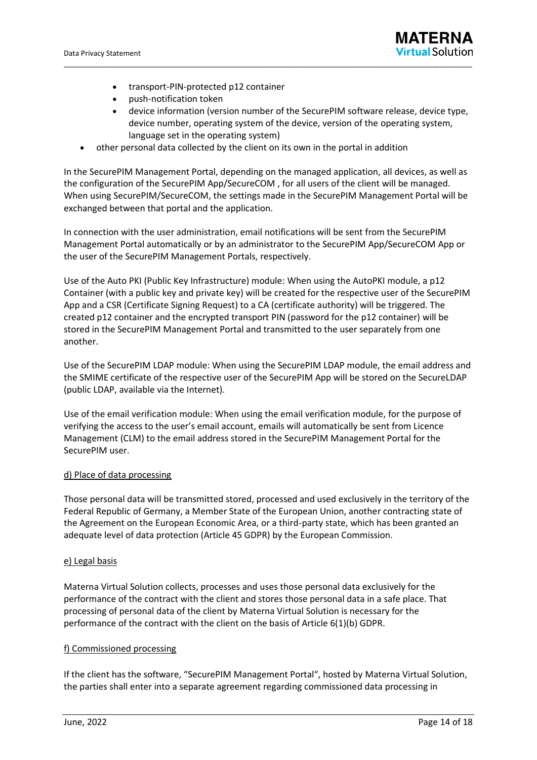- transport-PIN-protected p12 container
    - push-notification token
    - device information (version number of the SecurePIM software release, device type, device number, operating system of the device, version of the operating system, language set in the operating system)
- other personal data collected by the client on its own in the portal in addition

In the SecurePIM Management Portal, depending on the managed application, all devices, as well as the configuration of the SecurePIM App/SecureCOM , for all users of the client will be managed. When using SecurePIM/SecureCOM, the settings made in the SecurePIM Management Portal will be exchanged between that portal and the application.

In connection with the user administration, email notifications will be sent from the SecurePIM Management Portal automatically or by an administrator to the SecurePIM App/SecureCOM App or the user of the SecurePIM Management Portals, respectively.

Use of the Auto PKI (Public Key Infrastructure) module: When using the AutoPKI module, a p12 Container (with a public key and private key) will be created for the respective user of the SecurePIM App and a CSR (Certificate Signing Request) to a CA (certificate authority) will be triggered. The created p12 container and the encrypted transport PIN (password for the p12 container) will be stored in the SecurePIM Management Portal and transmitted to the user separately from one another.

Use of the SecurePIM LDAP module: When using the SecurePIM LDAP module, the email address and the SMIME certificate of the respective user of the SecurePIM App will be stored on the SecureLDAP (public LDAP, available via the Internet).

Use of the email verification module: When using the email verification module, for the purpose of verifying the access to the user's email account, emails will automatically be sent from Licence Management (CLM) to the email address stored in the SecurePIM Management Portal for the SecurePIM user.

<u>d) Place of data processing</u>

Those personal data will be transmitted stored, processed and used exclusively in the territory of the Federal Republic of Germany, a Member State of the European Union, another contracting state of the Agreement on the European Economic Area, or a third-party state, which has been granted an adequate level of data protection (Article 45 GDPR) by the European Commission.

<u>e) Legal basis</u>

Materna Virtual Solution collects, processes and uses those personal data exclusively for the performance of the contract with the client and stores those personal data in a safe place. That processing of personal data of the client by Materna Virtual Solution is necessary for the performance of the contract with the client on the basis of Article 6(1)(b) GDPR.

<u>f) Commissioned processing</u>

If the client has the software, "SecurePIM Management Portal", hosted by Materna Virtual Solution, the parties shall enter into a separate agreement regarding commissioned data processing in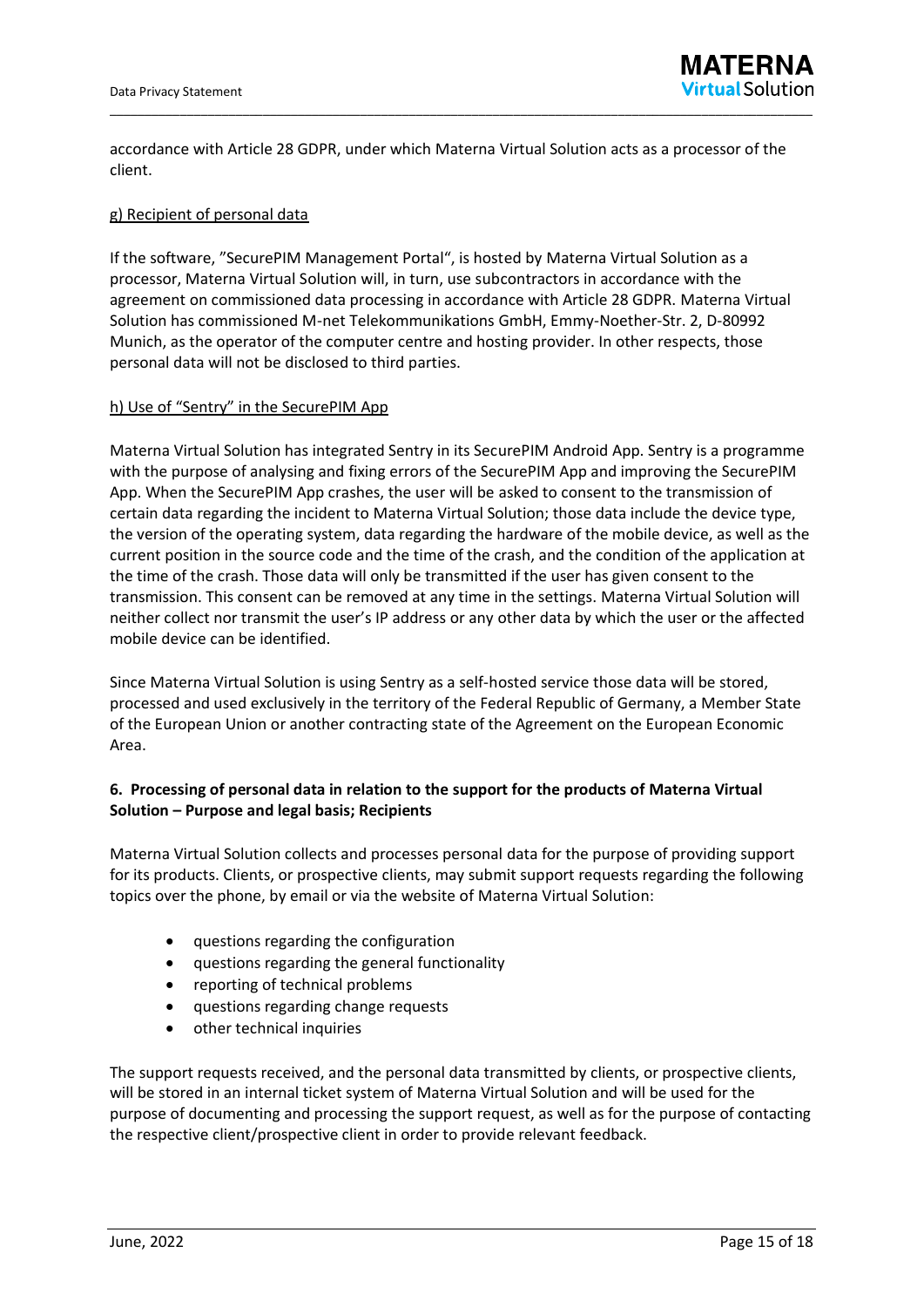accordance with Article 28 GDPR, under which Materna Virtual Solution acts as a processor of the client.

g) Recipient of personal data

If the software, "SecurePIM Management Portal", is hosted by Materna Virtual Solution as a processor, Materna Virtual Solution will, in turn, use subcontractors in accordance with the agreement on commissioned data processing in accordance with Article 28 GDPR. Materna Virtual Solution has commissioned M-net Telekommunikations GmbH, Emmy-Noether-Str. 2, D-80992 Munich, as the operator of the computer centre and hosting provider. In other respects, those personal data will not be disclosed to third parties.

h) Use of "Sentry" in the SecurePIM App

Materna Virtual Solution has integrated Sentry in its SecurePIM Android App. Sentry is a programme with the purpose of analysing and fixing errors of the SecurePIM App and improving the SecurePIM App. When the SecurePIM App crashes, the user will be asked to consent to the transmission of certain data regarding the incident to Materna Virtual Solution; those data include the device type, the version of the operating system, data regarding the hardware of the mobile device, as well as the current position in the source code and the time of the crash, and the condition of the application at the time of the crash. Those data will only be transmitted if the user has given consent to the transmission. This consent can be removed at any time in the settings. Materna Virtual Solution will neither collect nor transmit the user's IP address or any other data by which the user or the affected mobile device can be identified.

Since Materna Virtual Solution is using Sentry as a self-hosted service those data will be stored, processed and used exclusively in the territory of the Federal Republic of Germany, a Member State of the European Union or another contracting state of the Agreement on the European Economic Area.

### 6. Processing of personal data in relation to the support for the products of Materna Virtual Solution – Purpose and legal basis; Recipients

Materna Virtual Solution collects and processes personal data for the purpose of providing support for its products. Clients, or prospective clients, may submit support requests regarding the following topics over the phone, by email or via the website of Materna Virtual Solution:

- questions regarding the configuration
- questions regarding the general functionality
- reporting of technical problems
- questions regarding change requests
- other technical inquiries

The support requests received, and the personal data transmitted by clients, or prospective clients, will be stored in an internal ticket system of Materna Virtual Solution and will be used for the purpose of documenting and processing the support request, as well as for the purpose of contacting the respective client/prospective client in order to provide relevant feedback.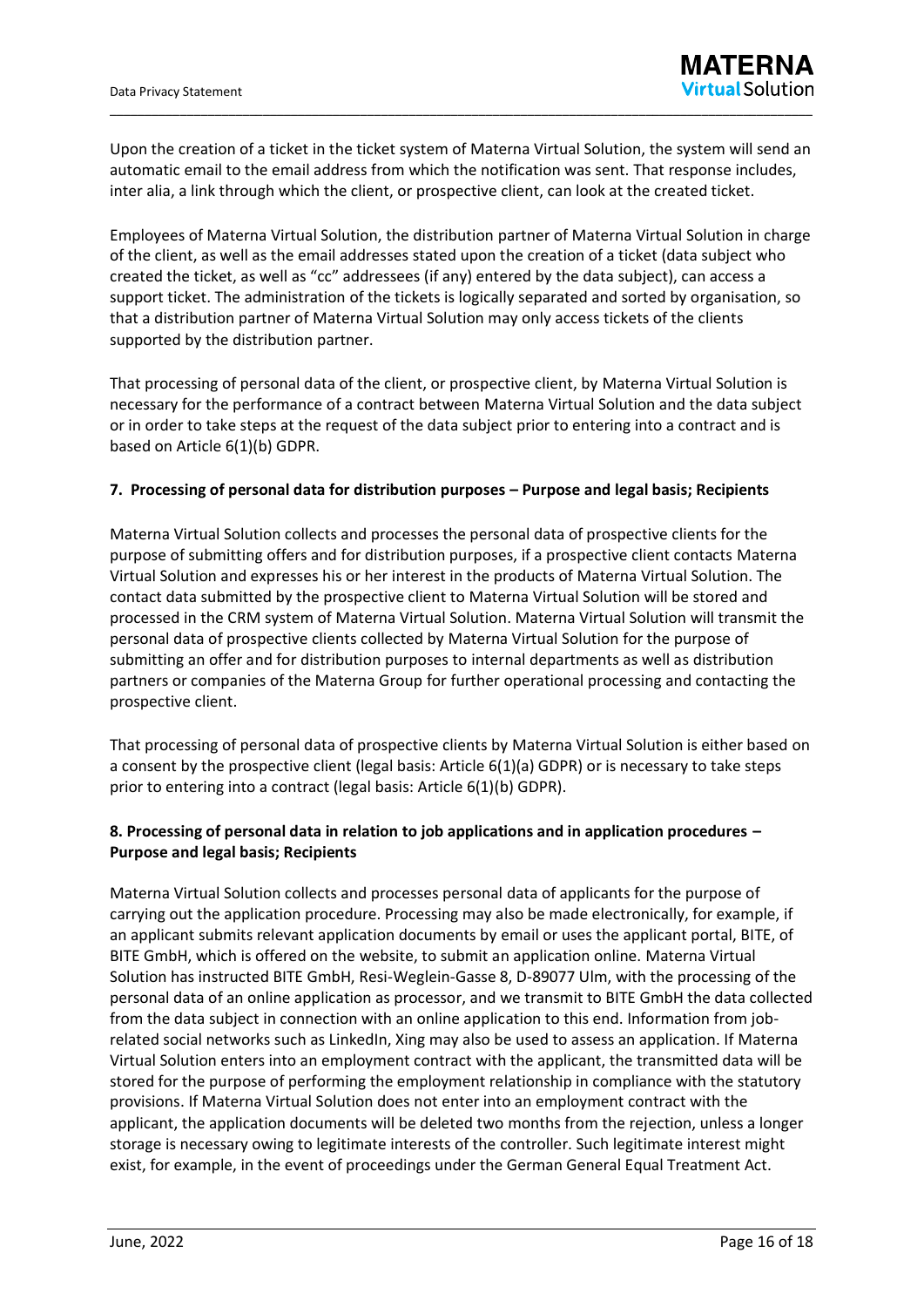Upon the creation of a ticket in the ticket system of Materna Virtual Solution, the system will send an automatic email to the email address from which the notification was sent. That response includes, inter alia, a link through which the client, or prospective client, can look at the created ticket.

Employees of Materna Virtual Solution, the distribution partner of Materna Virtual Solution in charge of the client, as well as the email addresses stated upon the creation of a ticket (data subject who created the ticket, as well as "cc" addressees (if any) entered by the data subject), can access a support ticket. The administration of the tickets is logically separated and sorted by organisation, so that a distribution partner of Materna Virtual Solution may only access tickets of the clients supported by the distribution partner.

That processing of personal data of the client, or prospective client, by Materna Virtual Solution is necessary for the performance of a contract between Materna Virtual Solution and the data subject or in order to take steps at the request of the data subject prior to entering into a contract and is based on Article 6(1)(b) GDPR.

## 7. Processing of personal data for distribution purposes – Purpose and legal basis; Recipients

Materna Virtual Solution collects and processes the personal data of prospective clients for the purpose of submitting offers and for distribution purposes, if a prospective client contacts Materna Virtual Solution and expresses his or her interest in the products of Materna Virtual Solution. The contact data submitted by the prospective client to Materna Virtual Solution will be stored and processed in the CRM system of Materna Virtual Solution. Materna Virtual Solution will transmit the personal data of prospective clients collected by Materna Virtual Solution for the purpose of submitting an offer and for distribution purposes to internal departments as well as distribution partners or companies of the Materna Group for further operational processing and contacting the prospective client.

That processing of personal data of prospective clients by Materna Virtual Solution is either based on a consent by the prospective client (legal basis: Article 6(1)(a) GDPR) or is necessary to take steps prior to entering into a contract (legal basis: Article 6(1)(b) GDPR).

## 8. Processing of personal data in relation to job applications and in application procedures – Purpose and legal basis; Recipients

Materna Virtual Solution collects and processes personal data of applicants for the purpose of carrying out the application procedure. Processing may also be made electronically, for example, if an applicant submits relevant application documents by email or uses the applicant portal, BITE, of BITE GmbH, which is offered on the website, to submit an application online. Materna Virtual Solution has instructed BITE GmbH, Resi-Weglein-Gasse 8, D-89077 Ulm, with the processing of the personal data of an online application as processor, and we transmit to BITE GmbH the data collected from the data subject in connection with an online application to this end. Information from job-related social networks such as LinkedIn, Xing may also be used to assess an application. If Materna Virtual Solution enters into an employment contract with the applicant, the transmitted data will be stored for the purpose of performing the employment relationship in compliance with the statutory provisions. If Materna Virtual Solution does not enter into an employment contract with the applicant, the application documents will be deleted two months from the rejection, unless a longer storage is necessary owing to legitimate interests of the controller. Such legitimate interest might exist, for example, in the event of proceedings under the German General Equal Treatment Act.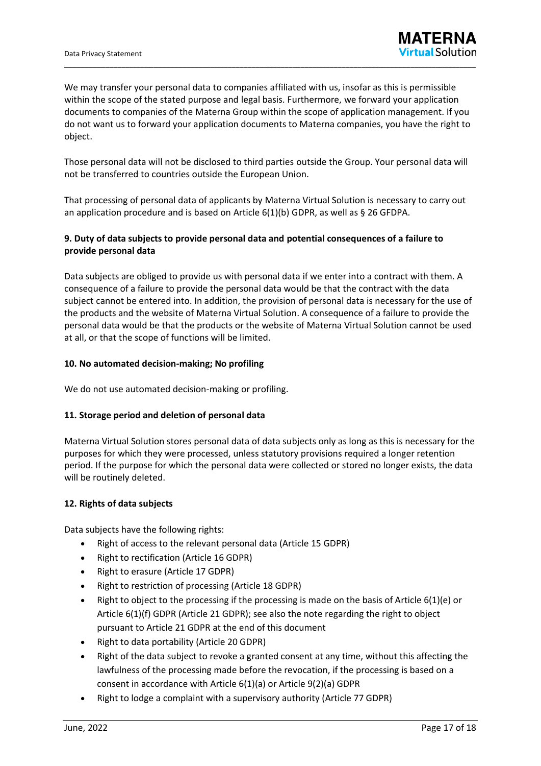We may transfer your personal data to companies affiliated with us, insofar as this is permissible within the scope of the stated purpose and legal basis. Furthermore, we forward your application documents to companies of the Materna Group within the scope of application management. If you do not want us to forward your application documents to Materna companies, you have the right to object.

Those personal data will not be disclosed to third parties outside the Group. Your personal data will not be transferred to countries outside the European Union.

That processing of personal data of applicants by Materna Virtual Solution is necessary to carry out an application procedure and is based on Article 6(1)(b) GDPR, as well as § 26 GFDPA.

**9. Duty of data subjects to provide personal data and potential consequences of a failure to provide personal data**

Data subjects are obliged to provide us with personal data if we enter into a contract with them. A consequence of a failure to provide the personal data would be that the contract with the data subject cannot be entered into. In addition, the provision of personal data is necessary for the use of the products and the website of Materna Virtual Solution. A consequence of a failure to provide the personal data would be that the products or the website of Materna Virtual Solution cannot be used at all, or that the scope of functions will be limited.

**10. No automated decision-making; No profiling**

We do not use automated decision-making or profiling.

**11. Storage period and deletion of personal data**

Materna Virtual Solution stores personal data of data subjects only as long as this is necessary for the purposes for which they were processed, unless statutory provisions required a longer retention period. If the purpose for which the personal data were collected or stored no longer exists, the data will be routinely deleted.

**12. Rights of data subjects**

Data subjects have the following rights:

- Right of access to the relevant personal data (Article 15 GDPR)
- Right to rectification (Article 16 GDPR)
- Right to erasure (Article 17 GDPR)
- Right to restriction of processing (Article 18 GDPR)
- Right to object to the processing if the processing is made on the basis of Article 6(1)(e) or Article 6(1)(f) GDPR (Article 21 GDPR); see also the note regarding the right to object pursuant to Article 21 GDPR at the end of this document
- Right to data portability (Article 20 GDPR)
- Right of the data subject to revoke a granted consent at any time, without this affecting the lawfulness of the processing made before the revocation, if the processing is based on a consent in accordance with Article 6(1)(a) or Article 9(2)(a) GDPR
- Right to lodge a complaint with a supervisory authority (Article 77 GDPR)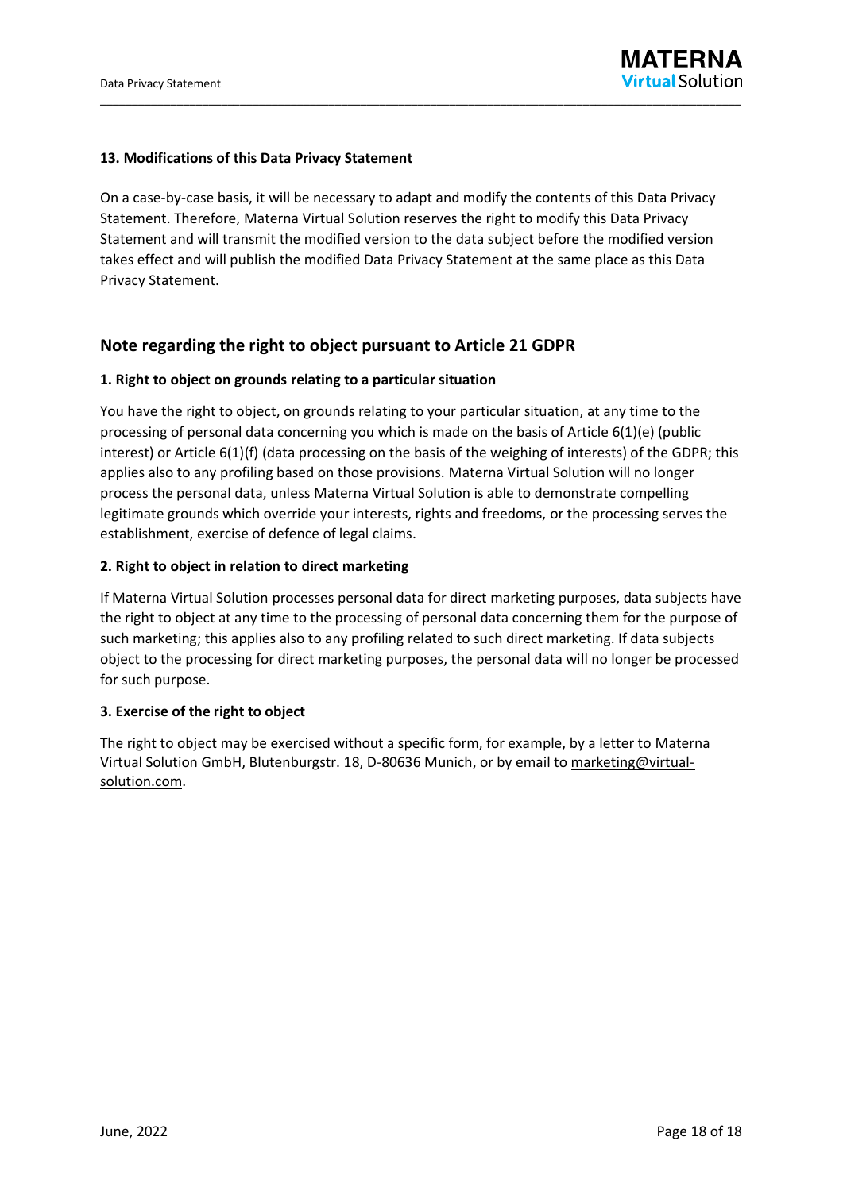### 13. Modifications of this Data Privacy Statement

On a case-by-case basis, it will be necessary to adapt and modify the contents of this Data Privacy Statement. Therefore, Materna Virtual Solution reserves the right to modify this Data Privacy Statement and will transmit the modified version to the data subject before the modified version takes effect and will publish the modified Data Privacy Statement at the same place as this Data Privacy Statement.

## Note regarding the right to object pursuant to Article 21 GDPR

### 1. Right to object on grounds relating to a particular situation

You have the right to object, on grounds relating to your particular situation, at any time to the processing of personal data concerning you which is made on the basis of Article 6(1)(e) (public interest) or Article 6(1)(f) (data processing on the basis of the weighing of interests) of the GDPR; this applies also to any profiling based on those provisions. Materna Virtual Solution will no longer process the personal data, unless Materna Virtual Solution is able to demonstrate compelling legitimate grounds which override your interests, rights and freedoms, or the processing serves the establishment, exercise of defence of legal claims.

### 2. Right to object in relation to direct marketing

If Materna Virtual Solution processes personal data for direct marketing purposes, data subjects have the right to object at any time to the processing of personal data concerning them for the purpose of such marketing; this applies also to any profiling related to such direct marketing. If data subjects object to the processing for direct marketing purposes, the personal data will no longer be processed for such purpose.

### 3. Exercise of the right to object

The right to object may be exercised without a specific form, for example, by a letter to Materna Virtual Solution GmbH, Blutenburgstr. 18, D-80636 Munich, or by email to marketing@virtual-solution.com.